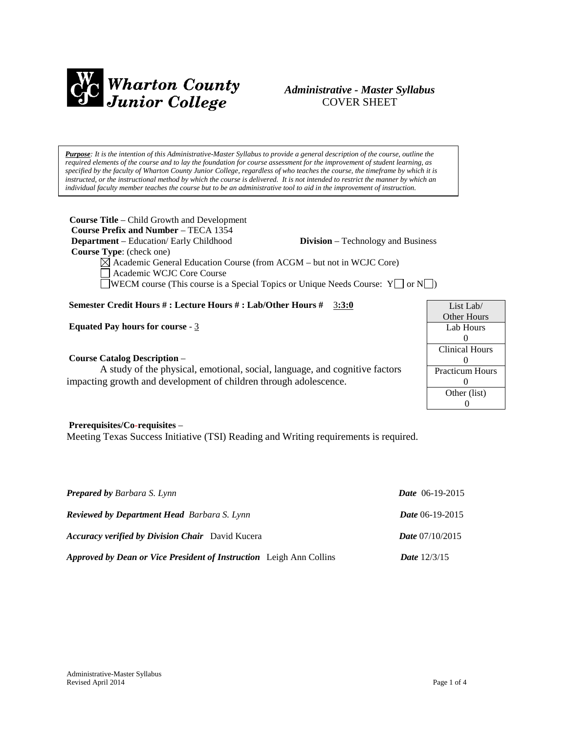**Wharton County Junior College**

***Administrative - Master Syllabus***
COVER SHEET

***Purpose**: It is the intention of this Administrative-Master Syllabus to provide a general description of the course, outline the required elements of the course and to lay the foundation for course assessment for the improvement of student learning, as specified by the faculty of Wharton County Junior College, regardless of who teaches the course, the timeframe by which it is instructed, or the instructional method by which the course is delivered. It is not intended to restrict the manner by which an individual faculty member teaches the course but to be an administrative tool to aid in the improvement of instruction.*

**Course Title** – Child Growth and Development
**Course Prefix and Number** – TECA 1354
**Department** – Education/ Early Childhood **Division** – Technology and Business
**Course Type**: (check one)

- ☒ Academic General Education Course (from ACGM – but not in WCJC Core)
- ☐ Academic WCJC Core Course
- ☐ WECM course (This course is a Special Topics or Unique Needs Course: Y☐ or N☐)

**Semester Credit Hours # : Lecture Hours # : Lab/Other Hours #** 3**:3:0**

**Equated Pay hours for course** - 3

| List Lab/ Other Hours |
|---|
| Lab Hours 0 |
| Clinical Hours 0 |
| Practicum Hours 0 |
| Other (list) 0 |

**Course Catalog Description** –

A study of the physical, emotional, social, language, and cognitive factors impacting growth and development of children through adolescence.

**Prerequisites/Co-requisites** –
Meeting Texas Success Initiative (TSI) Reading and Writing requirements is required.

***Prepared by** Barbara S. Lynn* ***Date*** 06-19-2015

***Reviewed by Department Head** Barbara S. Lynn* ***Date*** 06-19-2015

***Accuracy verified by Division Chair*** David Kucera ***Date*** 07/10/2015

***Approved by Dean or Vice President of Instruction*** Leigh Ann Collins ***Date*** 12/3/15

Administrative-Master Syllabus
Revised April 2014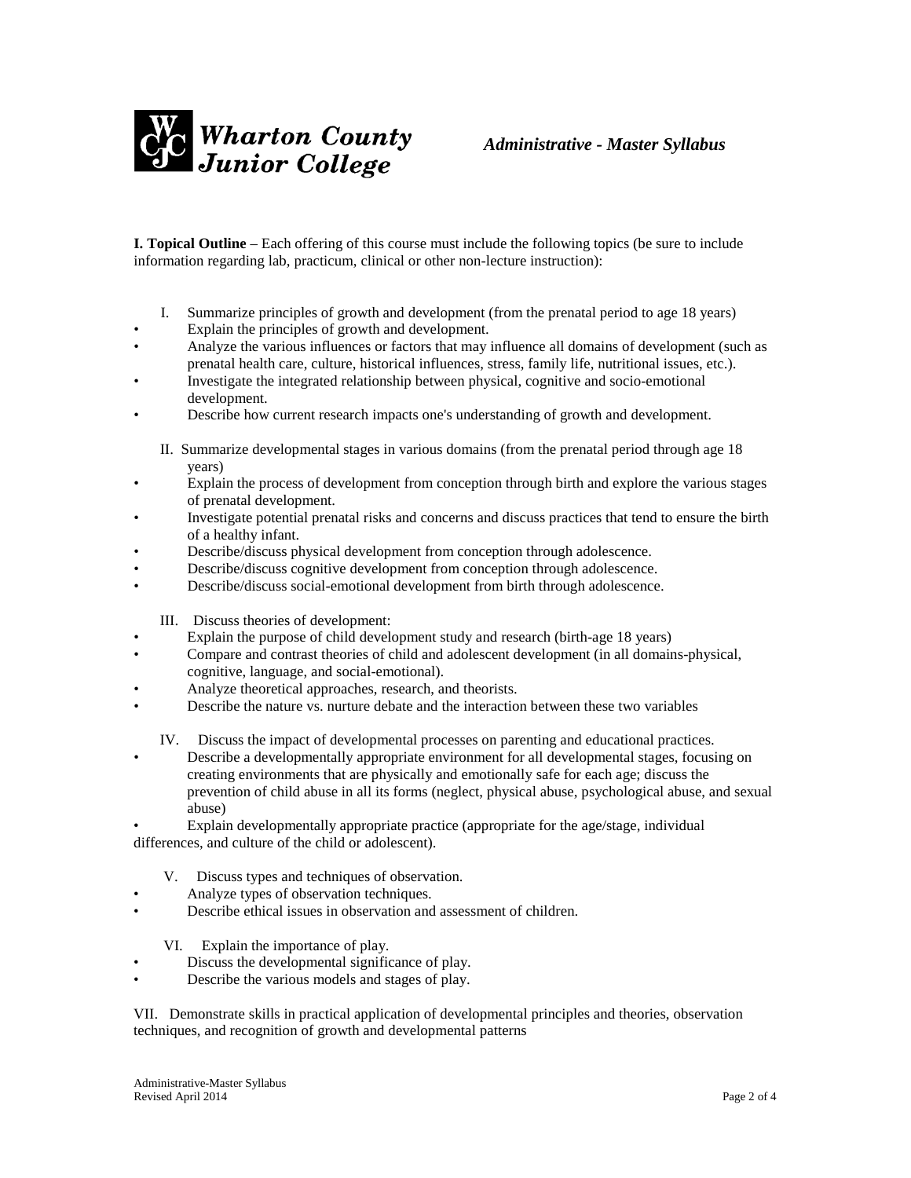**I. Topical Outline** – Each offering of this course must include the following topics (be sure to include information regarding lab, practicum, clinical or other non-lecture instruction):

I. Summarize principles of growth and development (from the prenatal period to age 18 years)

- Explain the principles of growth and development.
- Analyze the various influences or factors that may influence all domains of development (such as prenatal health care, culture, historical influences, stress, family life, nutritional issues, etc.).
- Investigate the integrated relationship between physical, cognitive and socio-emotional development.
- Describe how current research impacts one's understanding of growth and development.

II. Summarize developmental stages in various domains (from the prenatal period through age 18 years)

- Explain the process of development from conception through birth and explore the various stages of prenatal development.
- Investigate potential prenatal risks and concerns and discuss practices that tend to ensure the birth of a healthy infant.
- Describe/discuss physical development from conception through adolescence.
- Describe/discuss cognitive development from conception through adolescence.
- Describe/discuss social-emotional development from birth through adolescence.

III. Discuss theories of development:

- Explain the purpose of child development study and research (birth-age 18 years)
- Compare and contrast theories of child and adolescent development (in all domains-physical, cognitive, language, and social-emotional).
- Analyze theoretical approaches, research, and theorists.
- Describe the nature vs. nurture debate and the interaction between these two variables

IV. Discuss the impact of developmental processes on parenting and educational practices.

- Describe a developmentally appropriate environment for all developmental stages, focusing on creating environments that are physically and emotionally safe for each age; discuss the prevention of child abuse in all its forms (neglect, physical abuse, psychological abuse, and sexual abuse)
- Explain developmentally appropriate practice (appropriate for the age/stage, individual differences, and culture of the child or adolescent).

V. Discuss types and techniques of observation.

- Analyze types of observation techniques.
- Describe ethical issues in observation and assessment of children.

VI. Explain the importance of play.

- Discuss the developmental significance of play.
- Describe the various models and stages of play.

VII. Demonstrate skills in practical application of developmental principles and theories, observation techniques, and recognition of growth and developmental patterns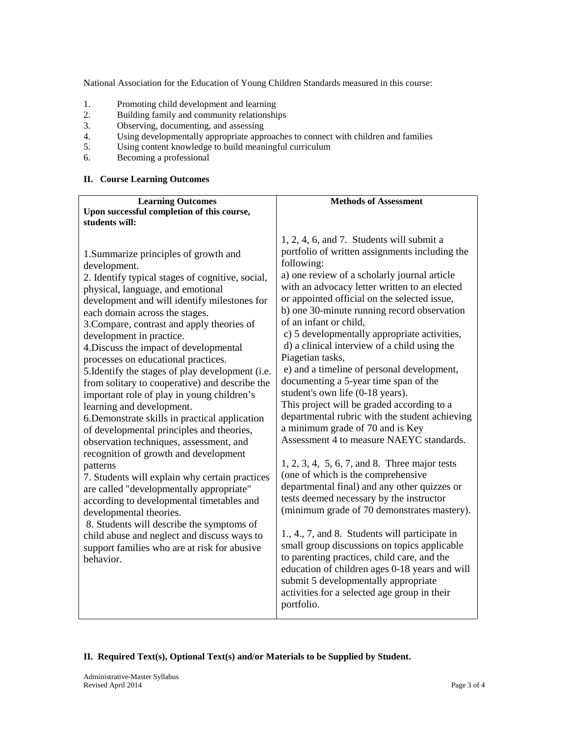National Association for the Education of Young Children Standards measured in this course:

1. Promoting child development and learning
2. Building family and community relationships
3. Observing, documenting, and assessing
4. Using developmentally appropriate approaches to connect with children and families
5. Using content knowledge to build meaningful curriculum
6. Becoming a professional

**II. Course Learning Outcomes**

| **Learning Outcomes** <br> **Upon successful completion of this course, students will:** | **Methods of Assessment** |
|---|---|
| 1.Summarize principles of growth and development.<br>2. Identify typical stages of cognitive, social, physical, language, and emotional development and will identify milestones for each domain across the stages.<br>3.Compare, contrast and apply theories of development in practice.<br>4.Discuss the impact of developmental processes on educational practices.<br>5.Identify the stages of play development (i.e. from solitary to cooperative) and describe the important role of play in young children's learning and development.<br>6.Demonstrate skills in practical application of developmental principles and theories, observation techniques, assessment, and recognition of growth and development patterns<br>7. Students will explain why certain practices are called "developmentally appropriate" according to developmental timetables and developmental theories.<br>8. Students will describe the symptoms of child abuse and neglect and discuss ways to support families who are at risk for abusive behavior. | 1, 2, 4, 6, and 7. Students will submit a portfolio of written assignments including the following:<br>a) one review of a scholarly journal article with an advocacy letter written to an elected or appointed official on the selected issue,<br>b) one 30-minute running record observation of an infant or child,<br>c) 5 developmentally appropriate activities,<br>d) a clinical interview of a child using the Piagetian tasks,<br>e) and a timeline of personal development, documenting a 5-year time span of the student's own life (0-18 years).<br>This project will be graded according to a departmental rubric with the student achieving a minimum grade of 70 and is Key Assessment 4 to measure NAEYC standards.<br><br>1, 2, 3, 4, 5, 6, 7, and 8. Three major tests (one of which is the comprehensive departmental final) and any other quizzes or tests deemed necessary by the instructor (minimum grade of 70 demonstrates mastery).<br><br>1., 4., 7, and 8. Students will participate in small group discussions on topics applicable to parenting practices, child care, and the education of children ages 0-18 years and will submit 5 developmentally appropriate activities for a selected age group in their portfolio. |

**II. Required Text(s), Optional Text(s) and/or Materials to be Supplied by Student.**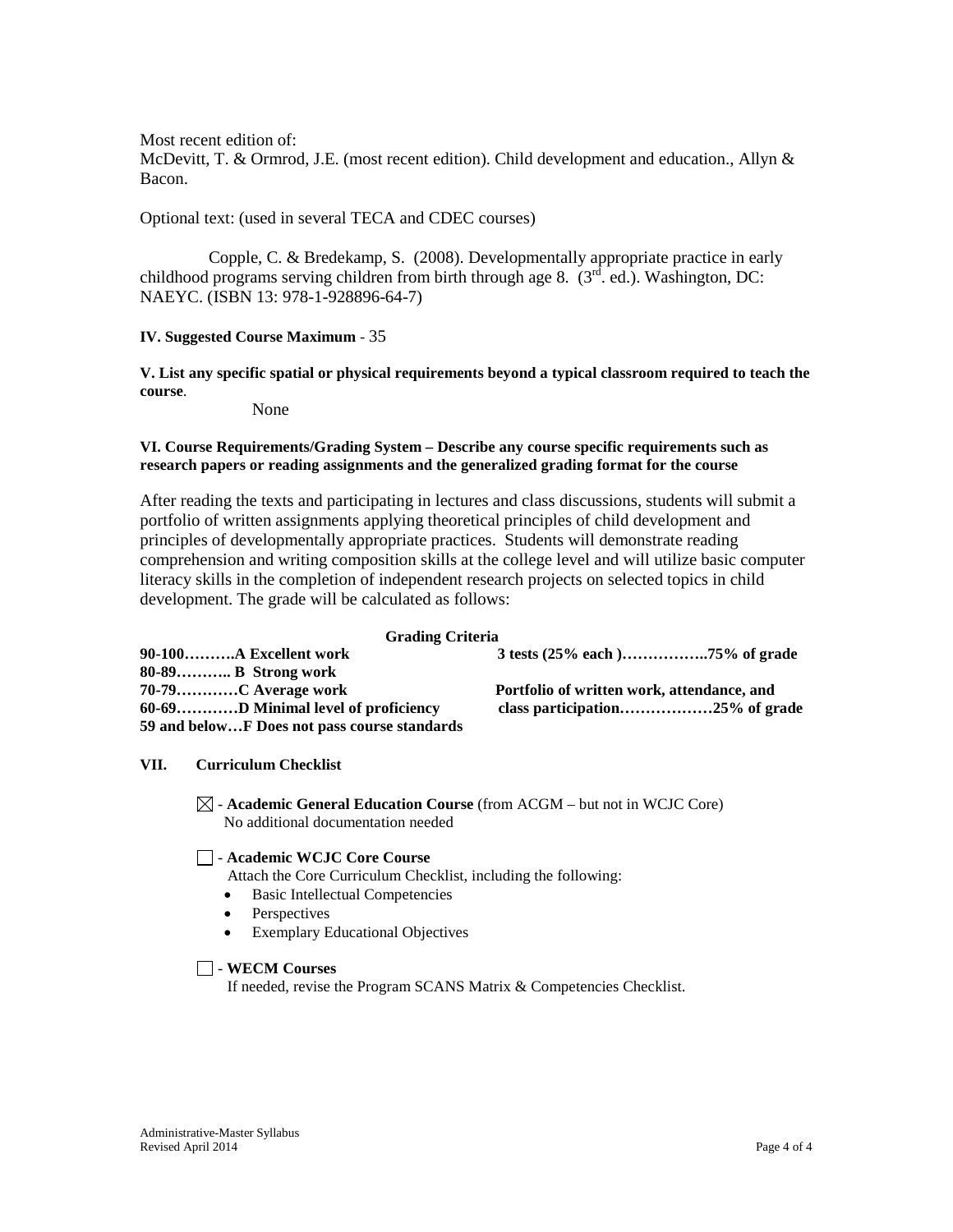Most recent edition of:
McDevitt, T. & Ormrod, J.E. (most recent edition). Child development and education., Allyn & Bacon.

Optional text: (used in several TECA and CDEC courses)

Copple, C. & Bredekamp, S. (2008). Developmentally appropriate practice in early childhood programs serving children from birth through age 8. (3rd. ed.). Washington, DC: NAEYC. (ISBN 13: 978-1-928896-64-7)

**IV. Suggested Course Maximum** - 35

**V. List any specific spatial or physical requirements beyond a typical classroom required to teach the course**.

None

**VI. Course Requirements/Grading System – Describe any course specific requirements such as research papers or reading assignments and the generalized grading format for the course**

After reading the texts and participating in lectures and class discussions, students will submit a portfolio of written assignments applying theoretical principles of child development and principles of developmentally appropriate practices. Students will demonstrate reading comprehension and writing composition skills at the college level and will utilize basic computer literacy skills in the completion of independent research projects on selected topics in child development. The grade will be calculated as follows:

**Grading Criteria**

| | |
|---|---|
| **90-100……….A Excellent work** | **3 tests (25% each )……………..75% of grade** |
| **80-89……….. B Strong work** | |
| **70-79…………C Average work** | **Portfolio of written work, attendance, and** |
| **60-69…………D Minimal level of proficiency** | **class participation………………25% of grade** |
| **59 and below…F Does not pass course standards** | |

**VII. Curriculum Checklist**

☒ - **Academic General Education Course** (from ACGM – but not in WCJC Core)
No additional documentation needed

☐ - **Academic WCJC Core Course**
Attach the Core Curriculum Checklist, including the following:

- Basic Intellectual Competencies
- Perspectives
- Exemplary Educational Objectives

☐ - **WECM Courses**
If needed, revise the Program SCANS Matrix & Competencies Checklist.

Administrative-Master Syllabus
Revised April 2014